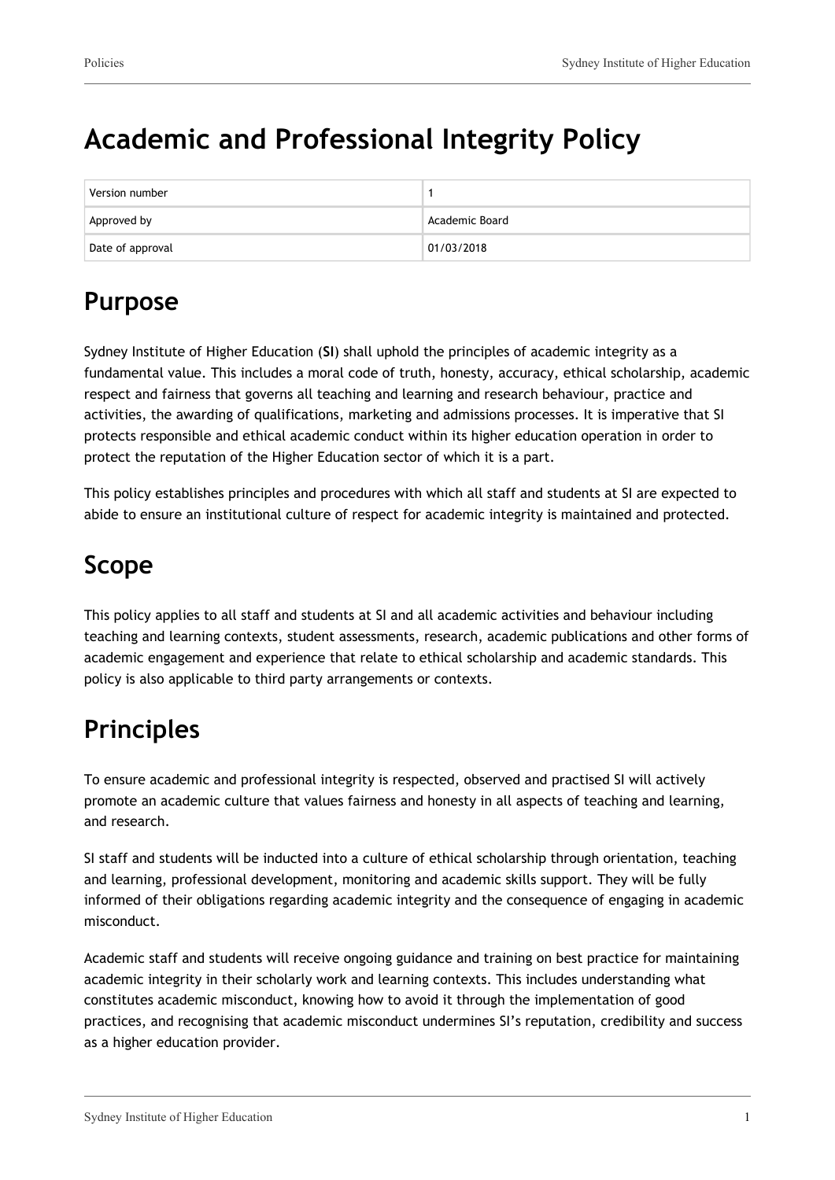# Academic and Professional Integrity Policy

| Version number | 1 |
| --- | --- |
| Approved by | Academic Board |
| Date of approval | 01/03/2018 |

## Purpose

Sydney Institute of Higher Education (**SI**) shall uphold the principles of academic integrity as a fundamental value. This includes a moral code of truth, honesty, accuracy, ethical scholarship, academic respect and fairness that governs all teaching and learning and research behaviour, practice and activities, the awarding of qualifications, marketing and admissions processes. It is imperative that SI protects responsible and ethical academic conduct within its higher education operation in order to protect the reputation of the Higher Education sector of which it is a part.

This policy establishes principles and procedures with which all staff and students at SI are expected to abide to ensure an institutional culture of respect for academic integrity is maintained and protected.

## Scope

This policy applies to all staff and students at SI and all academic activities and behaviour including teaching and learning contexts, student assessments, research, academic publications and other forms of academic engagement and experience that relate to ethical scholarship and academic standards. This policy is also applicable to third party arrangements or contexts.

## Principles

To ensure academic and professional integrity is respected, observed and practised SI will actively promote an academic culture that values fairness and honesty in all aspects of teaching and learning, and research.

SI staff and students will be inducted into a culture of ethical scholarship through orientation, teaching and learning, professional development, monitoring and academic skills support. They will be fully informed of their obligations regarding academic integrity and the consequence of engaging in academic misconduct.

Academic staff and students will receive ongoing guidance and training on best practice for maintaining academic integrity in their scholarly work and learning contexts. This includes understanding what constitutes academic misconduct, knowing how to avoid it through the implementation of good practices, and recognising that academic misconduct undermines SI's reputation, credibility and success as a higher education provider.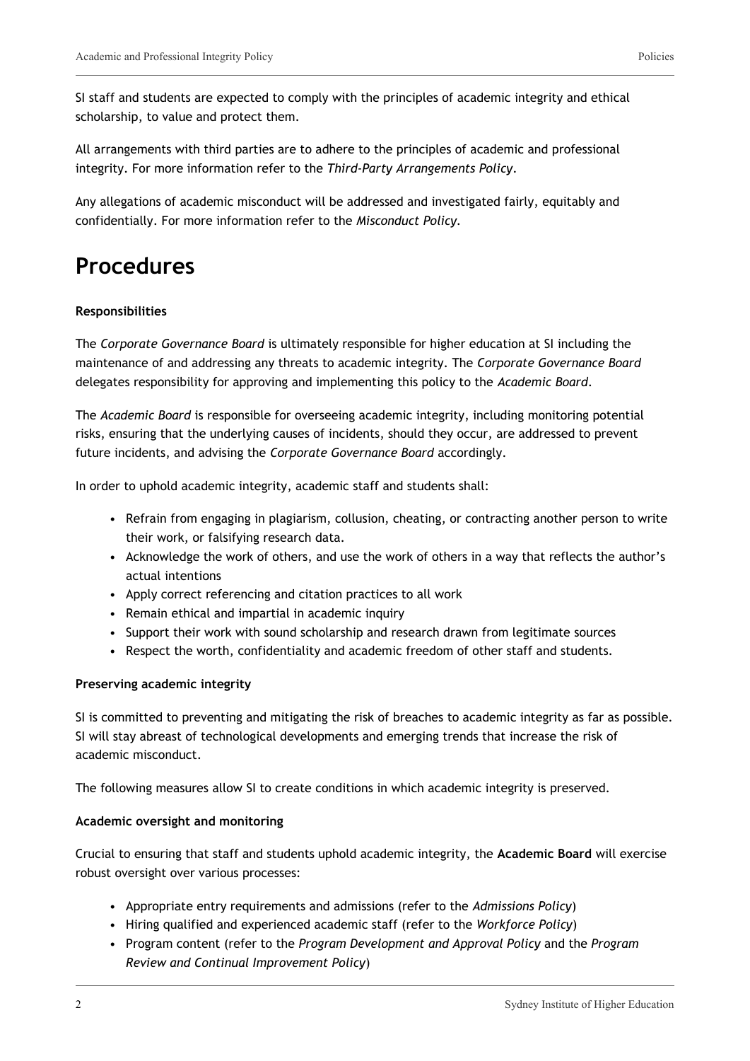SI staff and students are expected to comply with the principles of academic integrity and ethical scholarship, to value and protect them.

All arrangements with third parties are to adhere to the principles of academic and professional integrity. For more information refer to the *Third-Party Arrangements Policy*.

Any allegations of academic misconduct will be addressed and investigated fairly, equitably and confidentially. For more information refer to the *Misconduct Policy.*

# Procedures

**Responsibilities**

The *Corporate Governance Board* is ultimately responsible for higher education at SI including the maintenance of and addressing any threats to academic integrity. The *Corporate Governance Board* delegates responsibility for approving and implementing this policy to the *Academic Board*.

The *Academic Board* is responsible for overseeing academic integrity, including monitoring potential risks, ensuring that the underlying causes of incidents, should they occur, are addressed to prevent future incidents, and advising the *Corporate Governance Board* accordingly.

In order to uphold academic integrity, academic staff and students shall:

- Refrain from engaging in plagiarism, collusion, cheating, or contracting another person to write their work, or falsifying research data.
- Acknowledge the work of others, and use the work of others in a way that reflects the author's actual intentions
- Apply correct referencing and citation practices to all work
- Remain ethical and impartial in academic inquiry
- Support their work with sound scholarship and research drawn from legitimate sources
- Respect the worth, confidentiality and academic freedom of other staff and students.

**Preserving academic integrity**

SI is committed to preventing and mitigating the risk of breaches to academic integrity as far as possible. SI will stay abreast of technological developments and emerging trends that increase the risk of academic misconduct.

The following measures allow SI to create conditions in which academic integrity is preserved.

**Academic oversight and monitoring**

Crucial to ensuring that staff and students uphold academic integrity, the **Academic Board** will exercise robust oversight over various processes:

- Appropriate entry requirements and admissions (refer to the *Admissions Policy*)
- Hiring qualified and experienced academic staff (refer to the *Workforce Policy*)
- Program content (refer to the *Program Development and Approval Policy* and the *Program Review and Continual Improvement Policy*)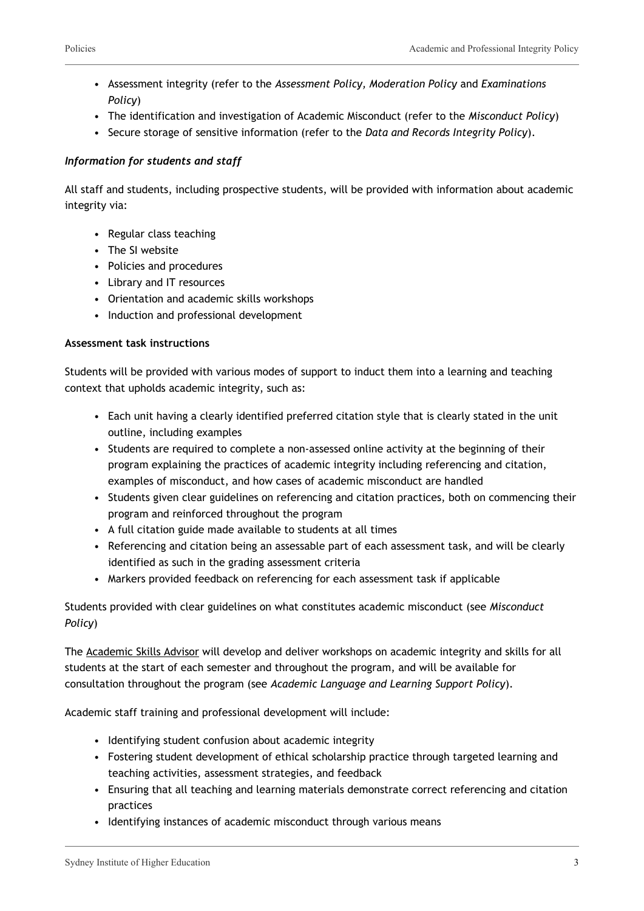- Assessment integrity (refer to the *Assessment Policy, Moderation Policy* and *Examinations Policy*)
- The identification and investigation of Academic Misconduct (refer to the *Misconduct Policy*)
- Secure storage of sensitive information (refer to the *Data and Records Integrity Policy*).

***Information for students and staff***

All staff and students, including prospective students, will be provided with information about academic integrity via:

- Regular class teaching
- The SI website
- Policies and procedures
- Library and IT resources
- Orientation and academic skills workshops
- Induction and professional development

**Assessment task instructions**

Students will be provided with various modes of support to induct them into a learning and teaching context that upholds academic integrity, such as:

- Each unit having a clearly identified preferred citation style that is clearly stated in the unit outline, including examples
- Students are required to complete a non-assessed online activity at the beginning of their program explaining the practices of academic integrity including referencing and citation, examples of misconduct, and how cases of academic misconduct are handled
- Students given clear guidelines on referencing and citation practices, both on commencing their program and reinforced throughout the program
- A full citation guide made available to students at all times
- Referencing and citation being an assessable part of each assessment task, and will be clearly identified as such in the grading assessment criteria
- Markers provided feedback on referencing for each assessment task if applicable

Students provided with clear guidelines on what constitutes academic misconduct (see *Misconduct Policy*)

The Academic Skills Advisor will develop and deliver workshops on academic integrity and skills for all students at the start of each semester and throughout the program, and will be available for consultation throughout the program (see *Academic Language and Learning Support Policy*).

Academic staff training and professional development will include:

- Identifying student confusion about academic integrity
- Fostering student development of ethical scholarship practice through targeted learning and teaching activities, assessment strategies, and feedback
- Ensuring that all teaching and learning materials demonstrate correct referencing and citation practices
- Identifying instances of academic misconduct through various means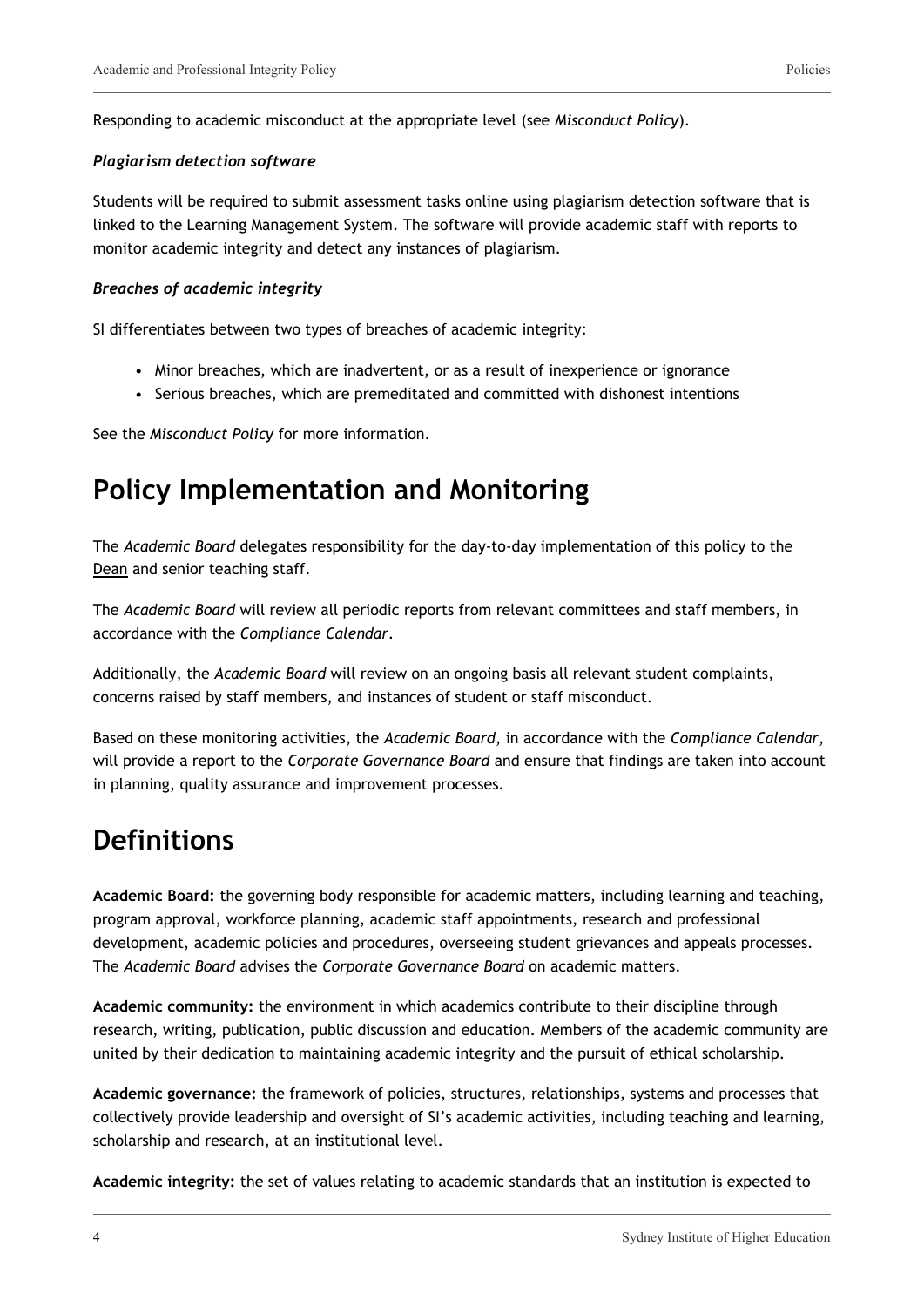Responding to academic misconduct at the appropriate level (see *Misconduct Policy*).

***Plagiarism detection software***

Students will be required to submit assessment tasks online using plagiarism detection software that is linked to the Learning Management System. The software will provide academic staff with reports to monitor academic integrity and detect any instances of plagiarism.

***Breaches of academic integrity***

SI differentiates between two types of breaches of academic integrity:

- Minor breaches, which are inadvertent, or as a result of inexperience or ignorance
- Serious breaches, which are premeditated and committed with dishonest intentions

See the *Misconduct Policy* for more information.

# Policy Implementation and Monitoring

The *Academic Board* delegates responsibility for the day-to-day implementation of this policy to the Dean and senior teaching staff.

The *Academic Board* will review all periodic reports from relevant committees and staff members, in accordance with the *Compliance Calendar*.

Additionally, the *Academic Board* will review on an ongoing basis all relevant student complaints, concerns raised by staff members, and instances of student or staff misconduct.

Based on these monitoring activities, the *Academic Board*, in accordance with the *Compliance Calendar*, will provide a report to the *Corporate Governance Board* and ensure that findings are taken into account in planning, quality assurance and improvement processes.

# Definitions

**Academic Board:** the governing body responsible for academic matters, including learning and teaching, program approval, workforce planning, academic staff appointments, research and professional development, academic policies and procedures, overseeing student grievances and appeals processes. The *Academic Board* advises the *Corporate Governance Board* on academic matters.

**Academic community:** the environment in which academics contribute to their discipline through research, writing, publication, public discussion and education. Members of the academic community are united by their dedication to maintaining academic integrity and the pursuit of ethical scholarship.

**Academic governance:** the framework of policies, structures, relationships, systems and processes that collectively provide leadership and oversight of SI's academic activities, including teaching and learning, scholarship and research, at an institutional level.

**Academic integrity:** the set of values relating to academic standards that an institution is expected to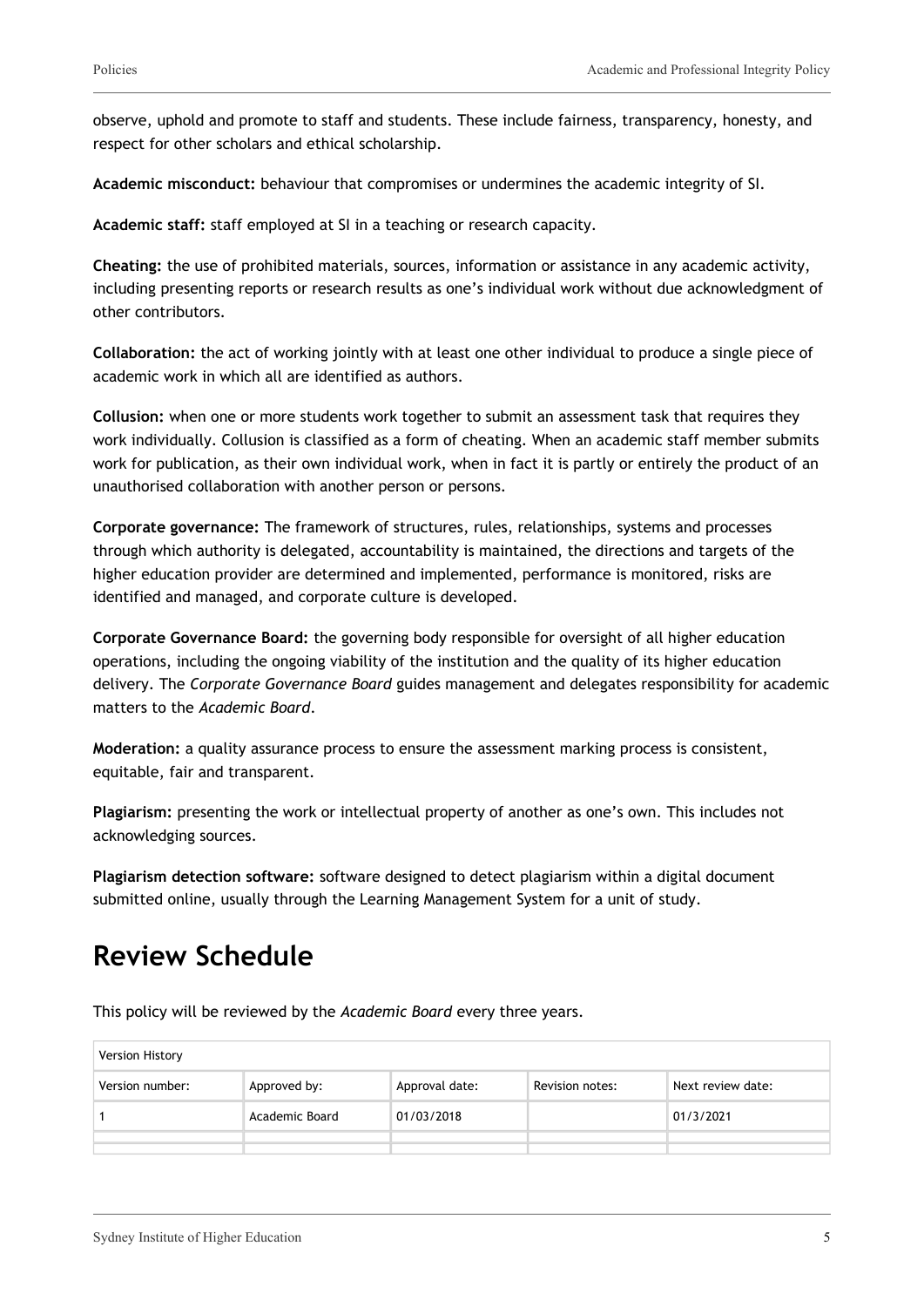observe, uphold and promote to staff and students. These include fairness, transparency, honesty, and respect for other scholars and ethical scholarship.

**Academic misconduct:** behaviour that compromises or undermines the academic integrity of SI.

**Academic staff:** staff employed at SI in a teaching or research capacity.

**Cheating:** the use of prohibited materials, sources, information or assistance in any academic activity, including presenting reports or research results as one's individual work without due acknowledgment of other contributors.

**Collaboration:** the act of working jointly with at least one other individual to produce a single piece of academic work in which all are identified as authors.

**Collusion:** when one or more students work together to submit an assessment task that requires they work individually. Collusion is classified as a form of cheating. When an academic staff member submits work for publication, as their own individual work, when in fact it is partly or entirely the product of an unauthorised collaboration with another person or persons.

**Corporate governance:** The framework of structures, rules, relationships, systems and processes through which authority is delegated, accountability is maintained, the directions and targets of the higher education provider are determined and implemented, performance is monitored, risks are identified and managed, and corporate culture is developed.

**Corporate Governance Board:** the governing body responsible for oversight of all higher education operations, including the ongoing viability of the institution and the quality of its higher education delivery. The *Corporate Governance Board* guides management and delegates responsibility for academic matters to the *Academic Board*.

**Moderation:** a quality assurance process to ensure the assessment marking process is consistent, equitable, fair and transparent.

**Plagiarism:** presenting the work or intellectual property of another as one's own. This includes not acknowledging sources.

**Plagiarism detection software:** software designed to detect plagiarism within a digital document submitted online, usually through the Learning Management System for a unit of study.

# Review Schedule

This policy will be reviewed by the *Academic Board* every three years.

| Version History | | | | |
|---|---|---|---|---|
| Version number: | Approved by: | Approval date: | Revision notes: | Next review date: |
| 1 | Academic Board | 01/03/2018 | | 01/3/2021 |
| | | | | |
| | | | | |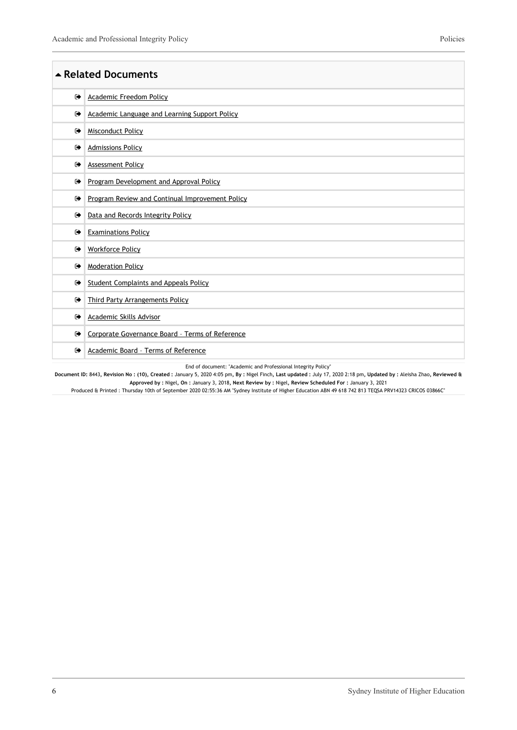## ⏶ Related Documents

| | |
|---|---|
| ➪ | Academic Freedom Policy |
| ➪ | Academic Language and Learning Support Policy |
| ➪ | Misconduct Policy |
| ➪ | Admissions Policy |
| ➪ | Assessment Policy |
| ➪ | Program Development and Approval Policy |
| ➪ | Program Review and Continual Improvement Policy |
| ➪ | Data and Records Integrity Policy |
| ➪ | Examinations Policy |
| ➪ | Workforce Policy |
| ➪ | Moderation Policy |
| ➪ | Student Complaints and Appeals Policy |
| ➪ | Third Party Arrangements Policy |
| ➪ | Academic Skills Advisor |
| ➪ | Corporate Governance Board – Terms of Reference |
| ➪ | Academic Board – Terms of Reference |

End of document: "Academic and Professional Integrity Policy"

**Document ID:** 8443, **Revision No : (10), Created :** January 5, 2020 4:05 pm, **By :** Nigel Finch, **Last updated :** July 17, 2020 2:18 pm, **Updated by :** Aleisha Zhao, **Reviewed & Approved by :** Nigel, **On :** January 3, 2018, **Next Review by :** Nigel, **Review Scheduled For :** January 3, 2021

Produced & Printed : Thursday 10th of September 2020 02:55:36 AM "Sydney Institute of Higher Education ABN 49 618 742 813 TEQSA PRV14323 CRICOS 03866C"